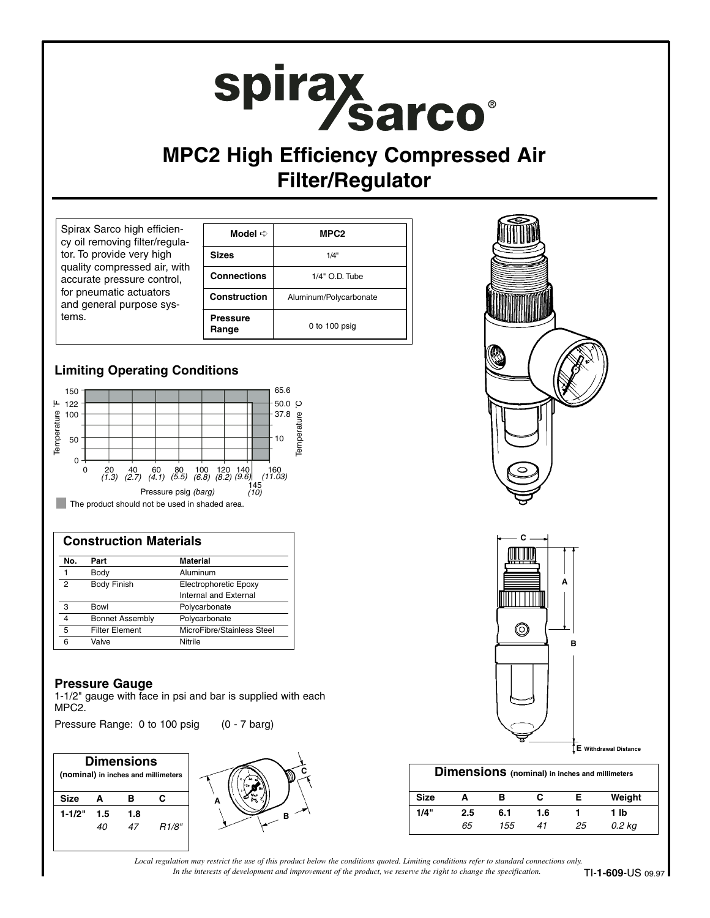# spirax sarco

# MPC2 High Efficiency Compressed Air Filter/Regulator

Spirax Sarco high efficiency oil removing filter/regulator. To provide very high quality compressed air, with accurate pressure control, for pneumatic actuators and general purpose systems.

| Model ⇨ | MPC2 |
|---|---|
| Sizes | 1/4" |
| Connections | 1/4" O.D. Tube |
| Construction | Aluminum/Polycarbonate |
| Pressure Range | 0 to 100 psig |

## Limiting Operating Conditions

Temperature °F: 0, 50, 100, 122, 150
Temperature °C: 10, 37.8, 50.0, 65.6

Pressure psig *(barg)*: 0, 20 *(1.3)*, 40 *(2.7)*, 60 *(4.1)*, 80 *(5.5)*, 100 *(6.8)*, 120 *(8.2)*, 140 *(9.6)*, 145 *(10)*, 160 *(11.03)*

The product should not be used in shaded area.

## Construction Materials

| No. | Part | Material |
|---|---|---|
| 1 | Body | Aluminum |
| 2 | Body Finish | Electrophoretic Epoxy Internal and External |
| 3 | Bowl | Polycarbonate |
| 4 | Bonnet Assembly | Polycarbonate |
| 5 | Filter Element | MicroFibre/Stainless Steel |
| 6 | Valve | Nitrile |

## Pressure Gauge

1-1/2" gauge with face in psi and bar is supplied with each MPC2.

Pressure Range: 0 to 100 psig (0 - 7 barg)

### Dimensions (nominal) in inches and millimeters

| Size | A | B | C |
|---|---|---|---|
| 1-1/2" | 1.5 | 1.8 | |
| | *40* | *47* | *R1/8"* |

### Dimensions (nominal) in inches and millimeters

| Size | A | B | C | E | Weight |
|---|---|---|---|---|---|
| 1/4" | 2.5 | 6.1 | 1.6 | 1 | 1 lb |
| | *65* | *155* | *41* | *25* | *0.2 kg* |

E Withdrawal Distance

*Local regulation may restrict the use of this product below the conditions quoted. Limiting conditions refer to standard connections only.*
*In the interests of development and improvement of the product, we reserve the right to change the specification.*

TI-1-609-US 09.97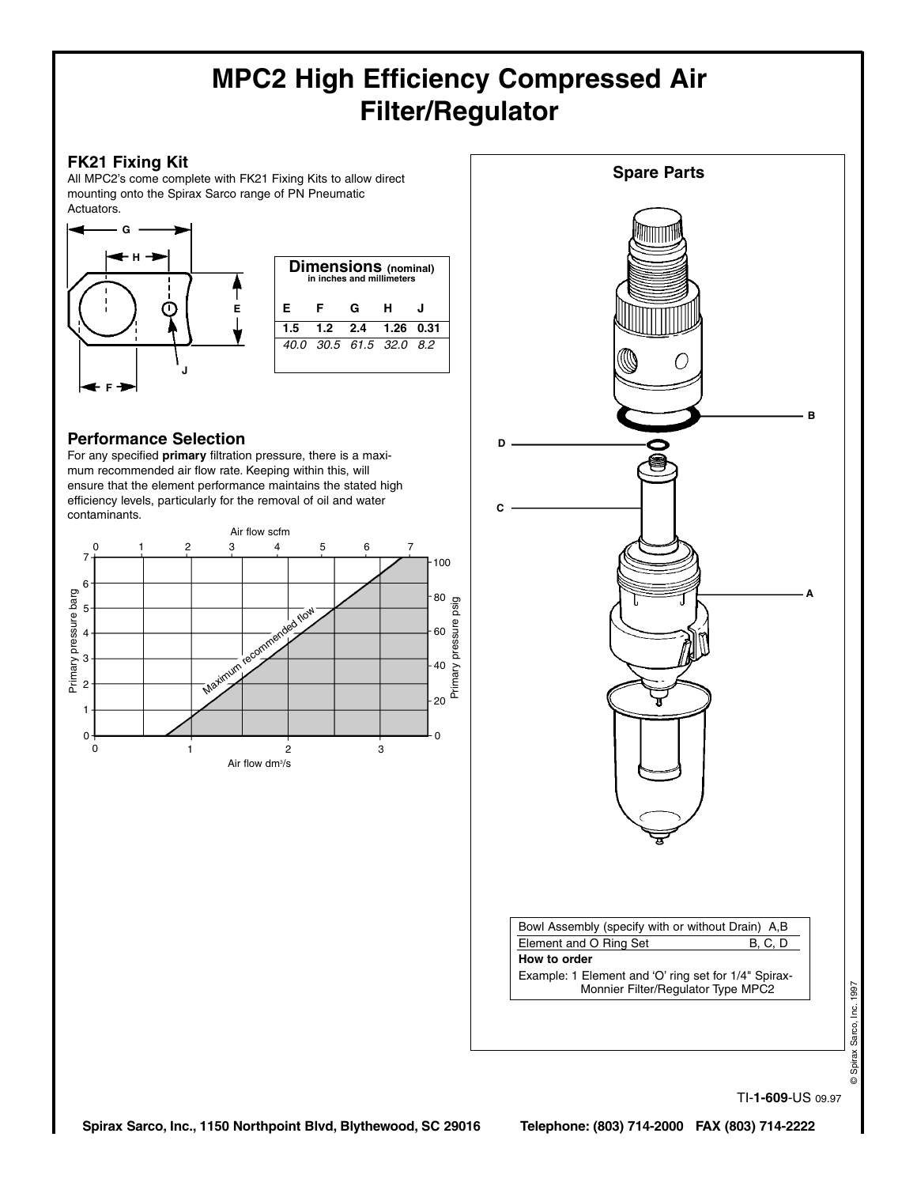# MPC2 High Efficiency Compressed Air Filter/Regulator

## FK21 Fixing Kit

All MPC2's come complete with FK21 Fixing Kits to allow direct mounting onto the Spirax Sarco range of PN Pneumatic Actuators.

G
H
E
J
F

**Dimensions (nominal)**
in inches and millimeters

| E | F | G | H | J |
|---|---|---|---|---|
| **1.5** | **1.2** | **2.4** | **1.26** | **0.31** |
| *40.0* | *30.5* | *61.5* | *32.0* | *8.2* |

## Performance Selection

For any specified **primary** filtration pressure, there is a maximum recommended air flow rate. Keeping within this, will ensure that the element performance maintains the stated high efficiency levels, particularly for the removal of oil and water contaminants.

Air flow scfm
0 1 2 3 4 5 6 7

Primary pressure barg
0 1 2 3 4 5 6 7

Primary pressure psig
0 20 40 60 80 100

Maximum recommended flow

Air flow $dm^3/s$
0 1 2 3

## Spare Parts

A
B
C
D

| | |
|---|---|
| Bowl Assembly (specify with or without Drain) | A,B |
| Element and O Ring Set | B, C, D |

**How to order**

Example: 1 Element and 'O' ring set for 1/4" Spirax-Monnier Filter/Regulator Type MPC2

© Spirax Sarco, Inc. 1997

TI-**1-609**-US 09.97

**Spirax Sarco, Inc., 1150 Northpoint Blvd, Blythewood, SC 29016 Telephone: (803) 714-2000 FAX (803) 714-2222**